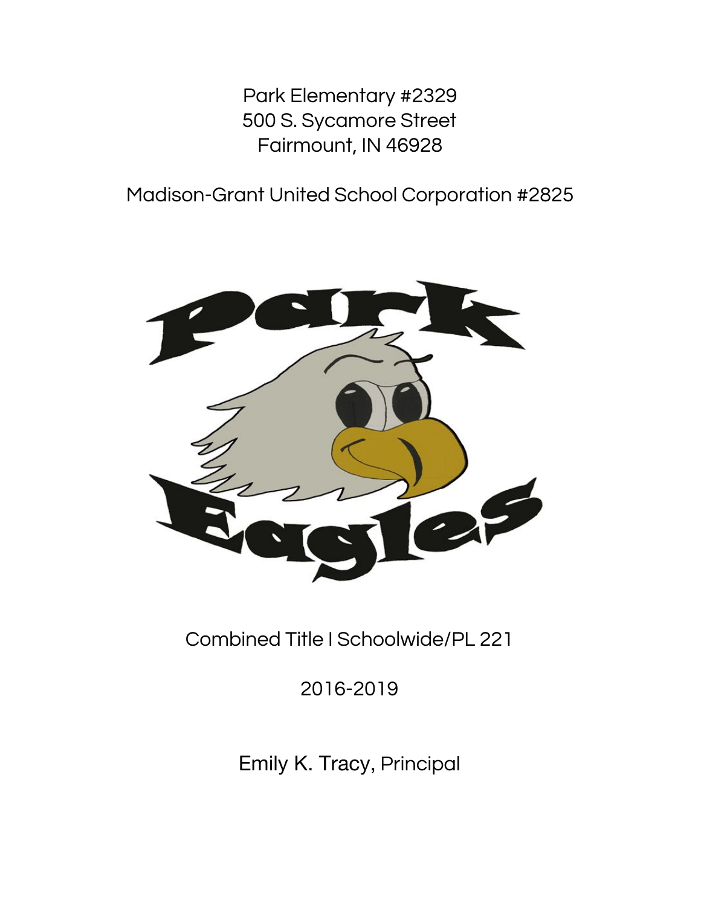Park Elementary #2329
500 S. Sycamore Street
Fairmount, IN 46928

Madison-Grant United School Corporation #2825

Combined Title I Schoolwide/PL 221

2016-2019

Emily K. Tracy, Principal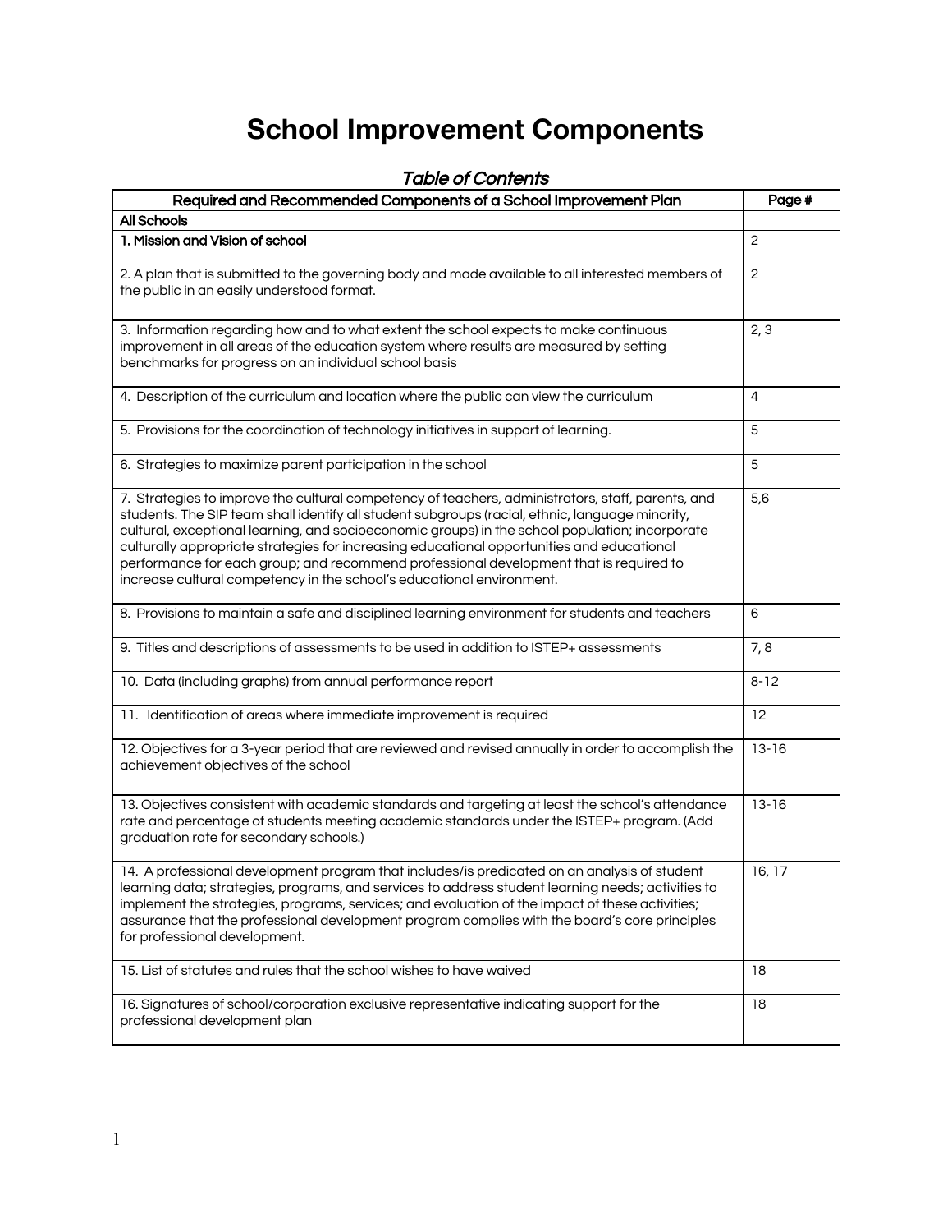# School Improvement Components

## *Table of Contents*

| Required and Recommended Components of a School Improvement Plan | Page # |
|---|---|
| **All Schools** | |
| **1. Mission and Vision of school** | 2 |
| 2. A plan that is submitted to the governing body and made available to all interested members of the public in an easily understood format. | 2 |
| 3. Information regarding how and to what extent the school expects to make continuous improvement in all areas of the education system where results are measured by setting benchmarks for progress on an individual school basis | 2, 3 |
| 4. Description of the curriculum and location where the public can view the curriculum | 4 |
| 5. Provisions for the coordination of technology initiatives in support of learning. | 5 |
| 6. Strategies to maximize parent participation in the school | 5 |
| 7. Strategies to improve the cultural competency of teachers, administrators, staff, parents, and students. The SIP team shall identify all student subgroups (racial, ethnic, language minority, cultural, exceptional learning, and socioeconomic groups) in the school population; incorporate culturally appropriate strategies for increasing educational opportunities and educational performance for each group; and recommend professional development that is required to increase cultural competency in the school's educational environment. | 5,6 |
| 8. Provisions to maintain a safe and disciplined learning environment for students and teachers | 6 |
| 9. Titles and descriptions of assessments to be used in addition to ISTEP+ assessments | 7, 8 |
| 10. Data (including graphs) from annual performance report | 8-12 |
| 11. Identification of areas where immediate improvement is required | 12 |
| 12. Objectives for a 3-year period that are reviewed and revised annually in order to accomplish the achievement objectives of the school | 13-16 |
| 13. Objectives consistent with academic standards and targeting at least the school's attendance rate and percentage of students meeting academic standards under the ISTEP+ program. (Add graduation rate for secondary schools.) | 13-16 |
| 14. A professional development program that includes/is predicated on an analysis of student learning data; strategies, programs, and services to address student learning needs; activities to implement the strategies, programs, services; and evaluation of the impact of these activities; assurance that the professional development program complies with the board's core principles for professional development. | 16, 17 |
| 15. List of statutes and rules that the school wishes to have waived | 18 |
| 16. Signatures of school/corporation exclusive representative indicating support for the professional development plan | 18 |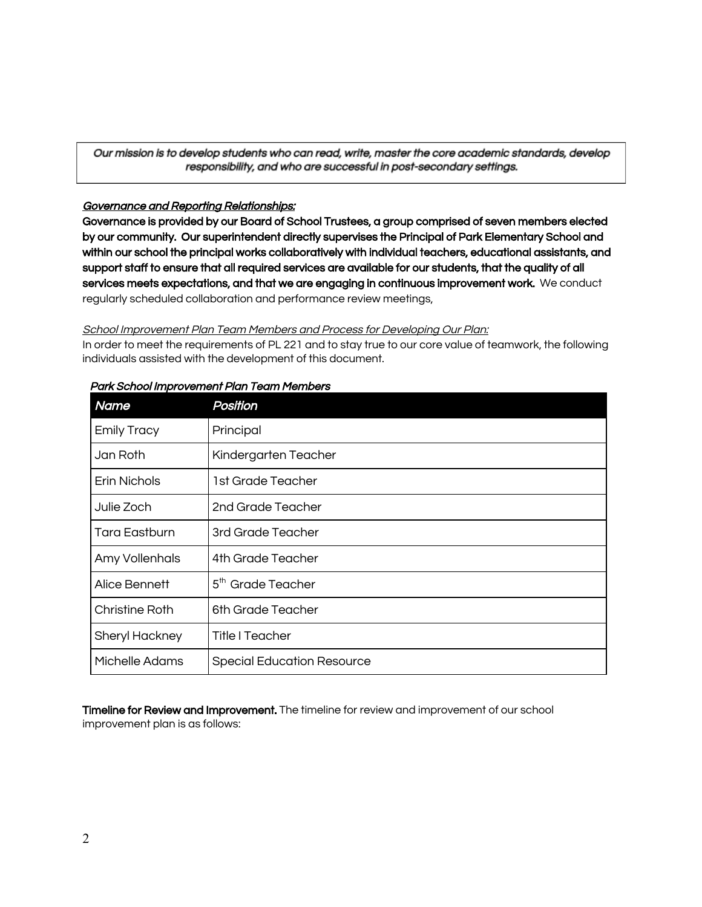*Our mission is to develop students who can read, write, master the core academic standards, develop responsibility, and who are successful in post-secondary settings.*

***Governance and Reporting Relationships:***

**Governance is provided by our Board of School Trustees, a group comprised of seven members elected by our community. Our superintendent directly supervises the Principal of Park Elementary School and within our school the principal works collaboratively with individual teachers, educational assistants, and support staff to ensure that all required services are available for our students, that the quality of all services meets expectations, and that we are engaging in continuous improvement work.** We conduct regularly scheduled collaboration and performance review meetings,

*School Improvement Plan Team Members and Process for Developing Our Plan:*

In order to meet the requirements of PL 221 and to stay true to our core value of teamwork, the following individuals assisted with the development of this document.

***Park School Improvement Plan Team Members***

| *Name* | *Position* |
|---|---|
| Emily Tracy | Principal |
| Jan Roth | Kindergarten Teacher |
| Erin Nichols | 1st Grade Teacher |
| Julie Zoch | 2nd Grade Teacher |
| Tara Eastburn | 3rd Grade Teacher |
| Amy Vollenhals | 4th Grade Teacher |
| Alice Bennett | 5th Grade Teacher |
| Christine Roth | 6th Grade Teacher |
| Sheryl Hackney | Title I Teacher |
| Michelle Adams | Special Education Resource |

**Timeline for Review and Improvement.** The timeline for review and improvement of our school improvement plan is as follows: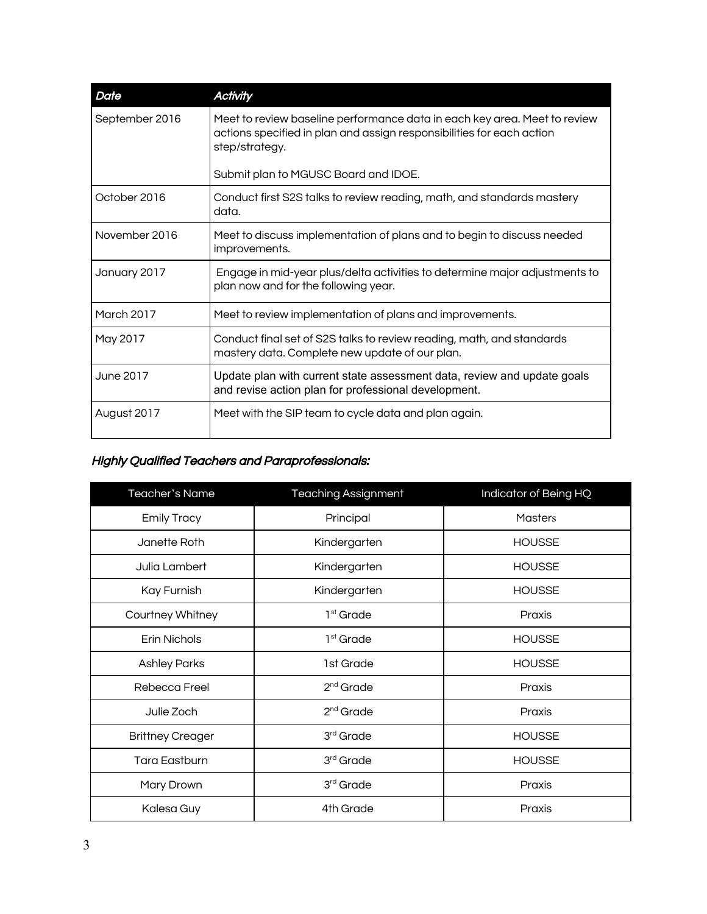| *Date* | *Activity* |
|---|---|
| September 2016 | Meet to review baseline performance data in each key area. Meet to review actions specified in plan and assign responsibilities for each action step/strategy.<br><br>Submit plan to MGUSC Board and IDOE. |
| October 2016 | Conduct first S2S talks to review reading, math, and standards mastery data. |
| November 2016 | Meet to discuss implementation of plans and to begin to discuss needed improvements. |
| January 2017 | Engage in mid-year plus/delta activities to determine major adjustments to plan now and for the following year. |
| March 2017 | Meet to review implementation of plans and improvements. |
| May 2017 | Conduct final set of S2S talks to review reading, math, and standards mastery data. Complete new update of our plan. |
| June 2017 | Update plan with current state assessment data, review and update goals and revise action plan for professional development. |
| August 2017 | Meet with the SIP team to cycle data and plan again. |

### *Highly Qualified Teachers and Paraprofessionals:*

| Teacher's Name | Teaching Assignment | Indicator of Being HQ |
|---|---|---|
| Emily Tracy | Principal | Masters |
| Janette Roth | Kindergarten | HOUSSE |
| Julia Lambert | Kindergarten | HOUSSE |
| Kay Furnish | Kindergarten | HOUSSE |
| Courtney Whitney | 1st Grade | Praxis |
| Erin Nichols | 1st Grade | HOUSSE |
| Ashley Parks | 1st Grade | HOUSSE |
| Rebecca Freel | 2nd Grade | Praxis |
| Julie Zoch | 2nd Grade | Praxis |
| Brittney Creager | 3rd Grade | HOUSSE |
| Tara Eastburn | 3rd Grade | HOUSSE |
| Mary Drown | 3rd Grade | Praxis |
| Kalesa Guy | 4th Grade | Praxis |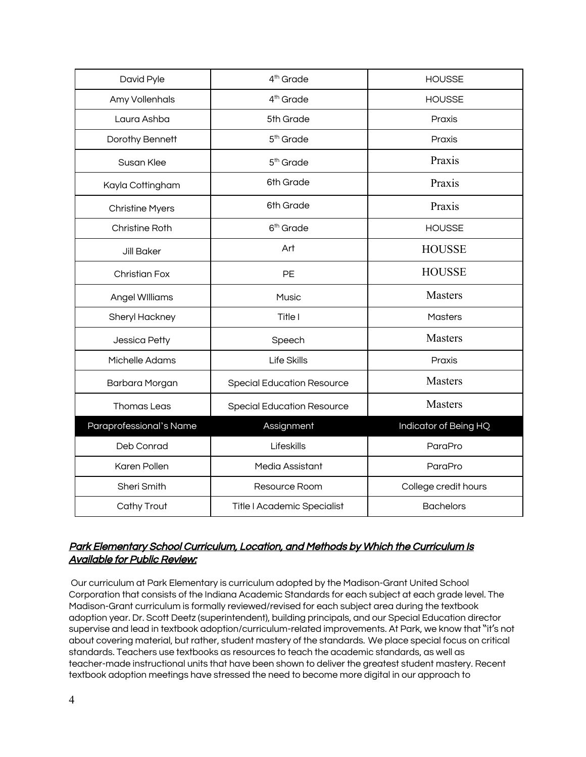| | | |
|---|---|---|
| David Pyle | 4th Grade | HOUSSE |
| Amy Vollenhals | 4th Grade | HOUSSE |
| Laura Ashba | 5th Grade | Praxis |
| Dorothy Bennett | 5th Grade | Praxis |
| Susan Klee | 5th Grade | Praxis |
| Kayla Cottingham | 6th Grade | Praxis |
| Christine Myers | 6th Grade | Praxis |
| Christine Roth | 6th Grade | HOUSSE |
| Jill Baker | Art | HOUSSE |
| Christian Fox | PE | HOUSSE |
| Angel WIlliams | Music | Masters |
| Sheryl Hackney | Title I | Masters |
| Jessica Petty | Speech | Masters |
| Michelle Adams | Life Skills | Praxis |
| Barbara Morgan | Special Education Resource | Masters |
| Thomas Leas | Special Education Resource | Masters |
| **Paraprofessional's Name** | **Assignment** | **Indicator of Being HQ** |
| Deb Conrad | Lifeskills | ParaPro |
| Karen Pollen | Media Assistant | ParaPro |
| Sheri Smith | Resource Room | College credit hours |
| Cathy Trout | Title I Academic Specialist | Bachelors |

***Park Elementary School Curriculum, Location, and Methods by Which the Curriculum Is Available for Public Review:***

Our curriculum at Park Elementary is curriculum adopted by the Madison-Grant United School Corporation that consists of the Indiana Academic Standards for each subject at each grade level. The Madison-Grant curriculum is formally reviewed/revised for each subject area during the textbook adoption year. Dr. Scott Deetz (superintendent), building principals, and our Special Education director supervise and lead in textbook adoption/curriculum-related improvements. At Park, we know that "it's not about covering material, but rather, student mastery of the standards. We place special focus on critical standards. Teachers use textbooks as resources to teach the academic standards, as well as teacher-made instructional units that have been shown to deliver the greatest student mastery. Recent textbook adoption meetings have stressed the need to become more digital in our approach to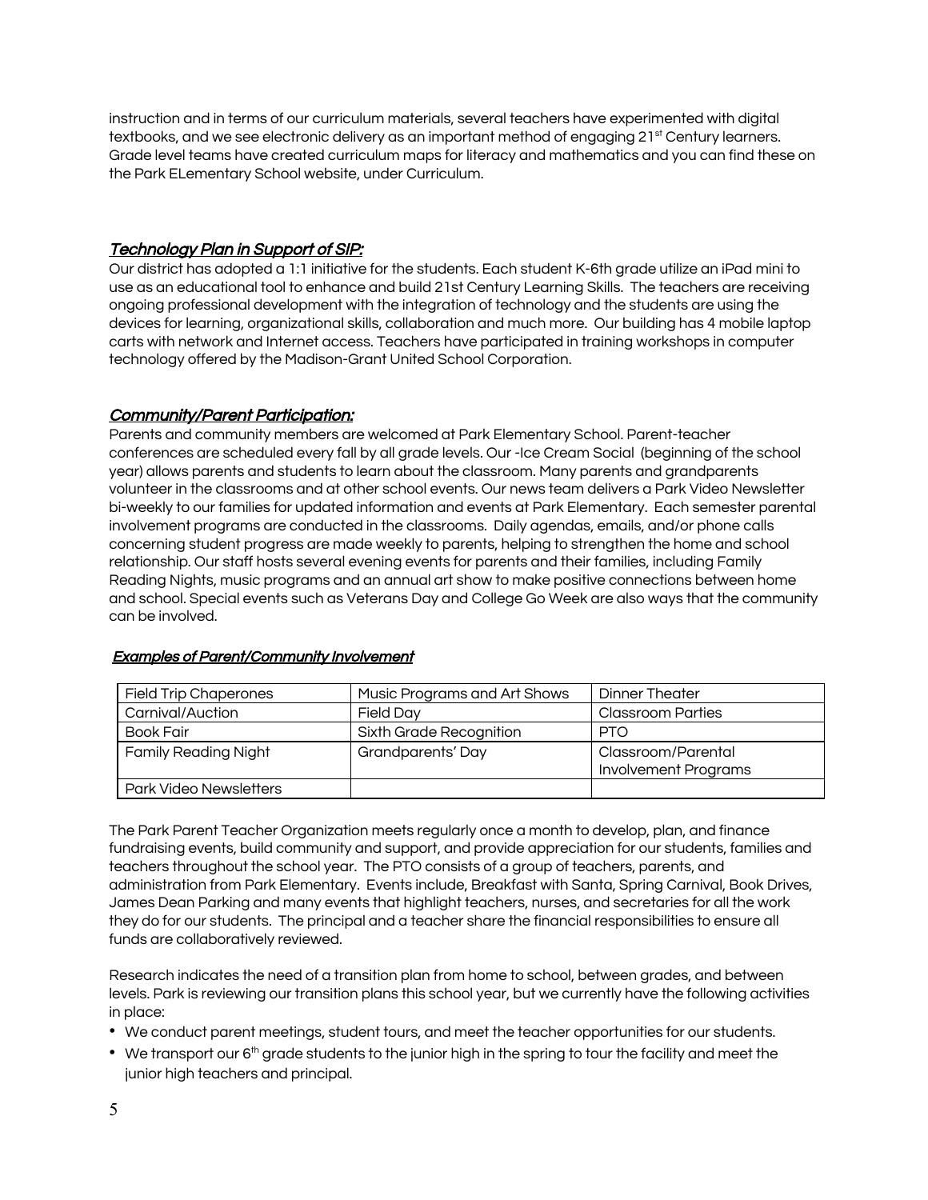instruction and in terms of our curriculum materials, several teachers have experimented with digital textbooks, and we see electronic delivery as an important method of engaging 21st Century learners. Grade level teams have created curriculum maps for literacy and mathematics and you can find these on the Park ELementary School website, under Curriculum.

## *Technology Plan in Support of SIP:*

Our district has adopted a 1:1 initiative for the students. Each student K-6th grade utilize an iPad mini to use as an educational tool to enhance and build 21st Century Learning Skills. The teachers are receiving ongoing professional development with the integration of technology and the students are using the devices for learning, organizational skills, collaboration and much more. Our building has 4 mobile laptop carts with network and Internet access. Teachers have participated in training workshops in computer technology offered by the Madison-Grant United School Corporation.

## *Community/Parent Participation:*

Parents and community members are welcomed at Park Elementary School. Parent-teacher conferences are scheduled every fall by all grade levels. Our -Ice Cream Social (beginning of the school year) allows parents and students to learn about the classroom. Many parents and grandparents volunteer in the classrooms and at other school events. Our news team delivers a Park Video Newsletter bi-weekly to our families for updated information and events at Park Elementary. Each semester parental involvement programs are conducted in the classrooms. Daily agendas, emails, and/or phone calls concerning student progress are made weekly to parents, helping to strengthen the home and school relationship. Our staff hosts several evening events for parents and their families, including Family Reading Nights, music programs and an annual art show to make positive connections between home and school. Special events such as Veterans Day and College Go Week are also ways that the community can be involved.

### *Examples of Parent/Community Involvement*

| Field Trip Chaperones | Music Programs and Art Shows | Dinner Theater |
|---|---|---|
| Carnival/Auction | Field Day | Classroom Parties |
| Book Fair | Sixth Grade Recognition | PTO |
| Family Reading Night | Grandparents' Day | Classroom/Parental Involvement Programs |
| Park Video Newsletters | | |

The Park Parent Teacher Organization meets regularly once a month to develop, plan, and finance fundraising events, build community and support, and provide appreciation for our students, families and teachers throughout the school year. The PTO consists of a group of teachers, parents, and administration from Park Elementary. Events include, Breakfast with Santa, Spring Carnival, Book Drives, James Dean Parking and many events that highlight teachers, nurses, and secretaries for all the work they do for our students. The principal and a teacher share the financial responsibilities to ensure all funds are collaboratively reviewed.

Research indicates the need of a transition plan from home to school, between grades, and between levels. Park is reviewing our transition plans this school year, but we currently have the following activities in place:

- We conduct parent meetings, student tours, and meet the teacher opportunities for our students.
- We transport our 6th grade students to the junior high in the spring to tour the facility and meet the junior high teachers and principal.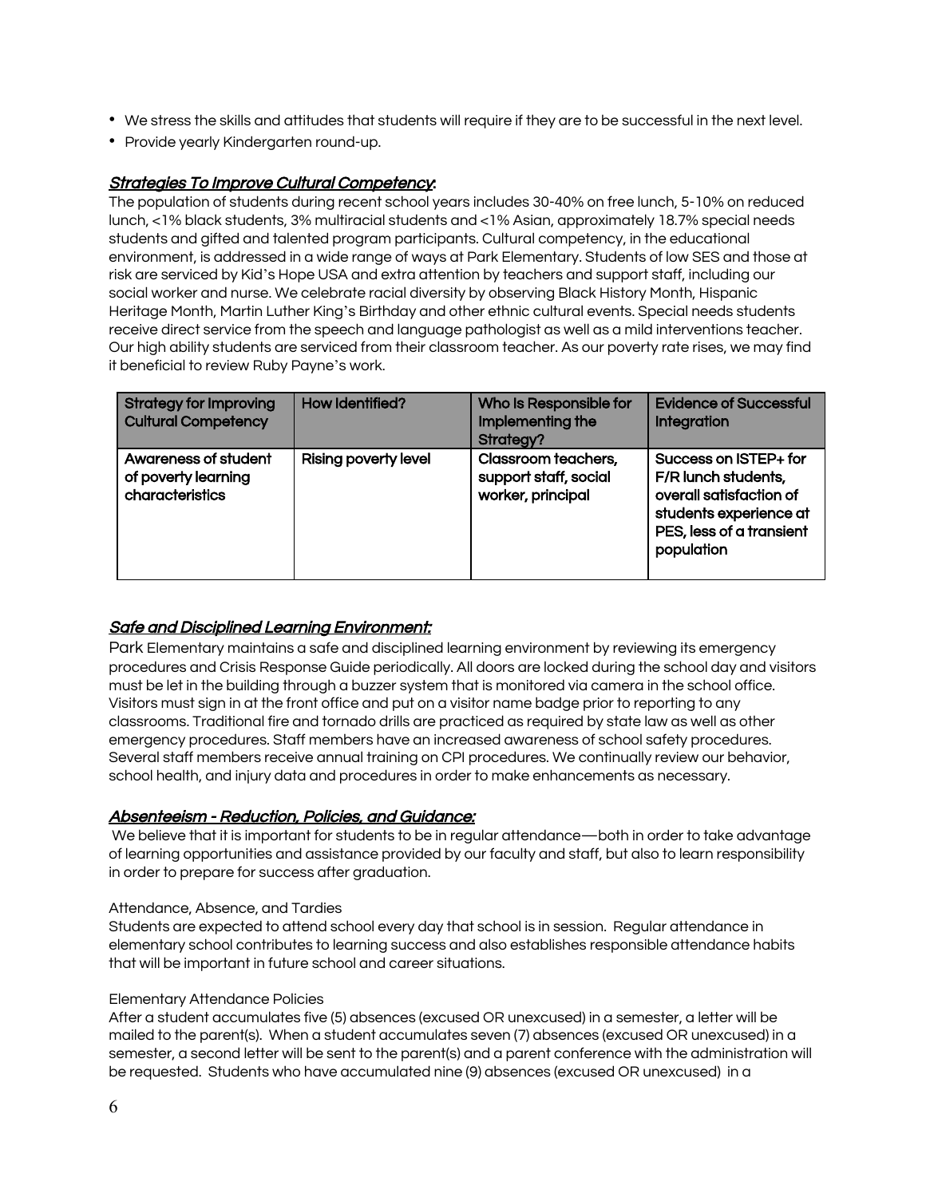- We stress the skills and attitudes that students will require if they are to be successful in the next level.
- Provide yearly Kindergarten round-up.

### *Strategies To Improve Cultural Competency:*

The population of students during recent school years includes 30-40% on free lunch, 5-10% on reduced lunch, <1% black students, 3% multiracial students and <1% Asian, approximately 18.7% special needs students and gifted and talented program participants. Cultural competency, in the educational environment, is addressed in a wide range of ways at Park Elementary. Students of low SES and those at risk are serviced by Kid's Hope USA and extra attention by teachers and support staff, including our social worker and nurse. We celebrate racial diversity by observing Black History Month, Hispanic Heritage Month, Martin Luther King's Birthday and other ethnic cultural events. Special needs students receive direct service from the speech and language pathologist as well as a mild interventions teacher. Our high ability students are serviced from their classroom teacher. As our poverty rate rises, we may find it beneficial to review Ruby Payne's work.

| Strategy for Improving Cultural Competency | How Identified? | Who Is Responsible for Implementing the Strategy? | Evidence of Successful Integration |
|---|---|---|---|
| Awareness of student of poverty learning characteristics | Rising poverty level | Classroom teachers, support staff, social worker, principal | Success on ISTEP+ for F/R lunch students, overall satisfaction of students experience at PES, less of a transient population |

### *Safe and Disciplined Learning Environment:*

Park Elementary maintains a safe and disciplined learning environment by reviewing its emergency procedures and Crisis Response Guide periodically. All doors are locked during the school day and visitors must be let in the building through a buzzer system that is monitored via camera in the school office. Visitors must sign in at the front office and put on a visitor name badge prior to reporting to any classrooms. Traditional fire and tornado drills are practiced as required by state law as well as other emergency procedures. Staff members have an increased awareness of school safety procedures. Several staff members receive annual training on CPI procedures. We continually review our behavior, school health, and injury data and procedures in order to make enhancements as necessary.

### *Absenteeism - Reduction, Policies, and Guidance:*

We believe that it is important for students to be in regular attendance—both in order to take advantage of learning opportunities and assistance provided by our faculty and staff, but also to learn responsibility in order to prepare for success after graduation.

Attendance, Absence, and Tardies

Students are expected to attend school every day that school is in session. Regular attendance in elementary school contributes to learning success and also establishes responsible attendance habits that will be important in future school and career situations.

Elementary Attendance Policies

After a student accumulates five (5) absences (excused OR unexcused) in a semester, a letter will be mailed to the parent(s). When a student accumulates seven (7) absences (excused OR unexcused) in a semester, a second letter will be sent to the parent(s) and a parent conference with the administration will be requested. Students who have accumulated nine (9) absences (excused OR unexcused) in a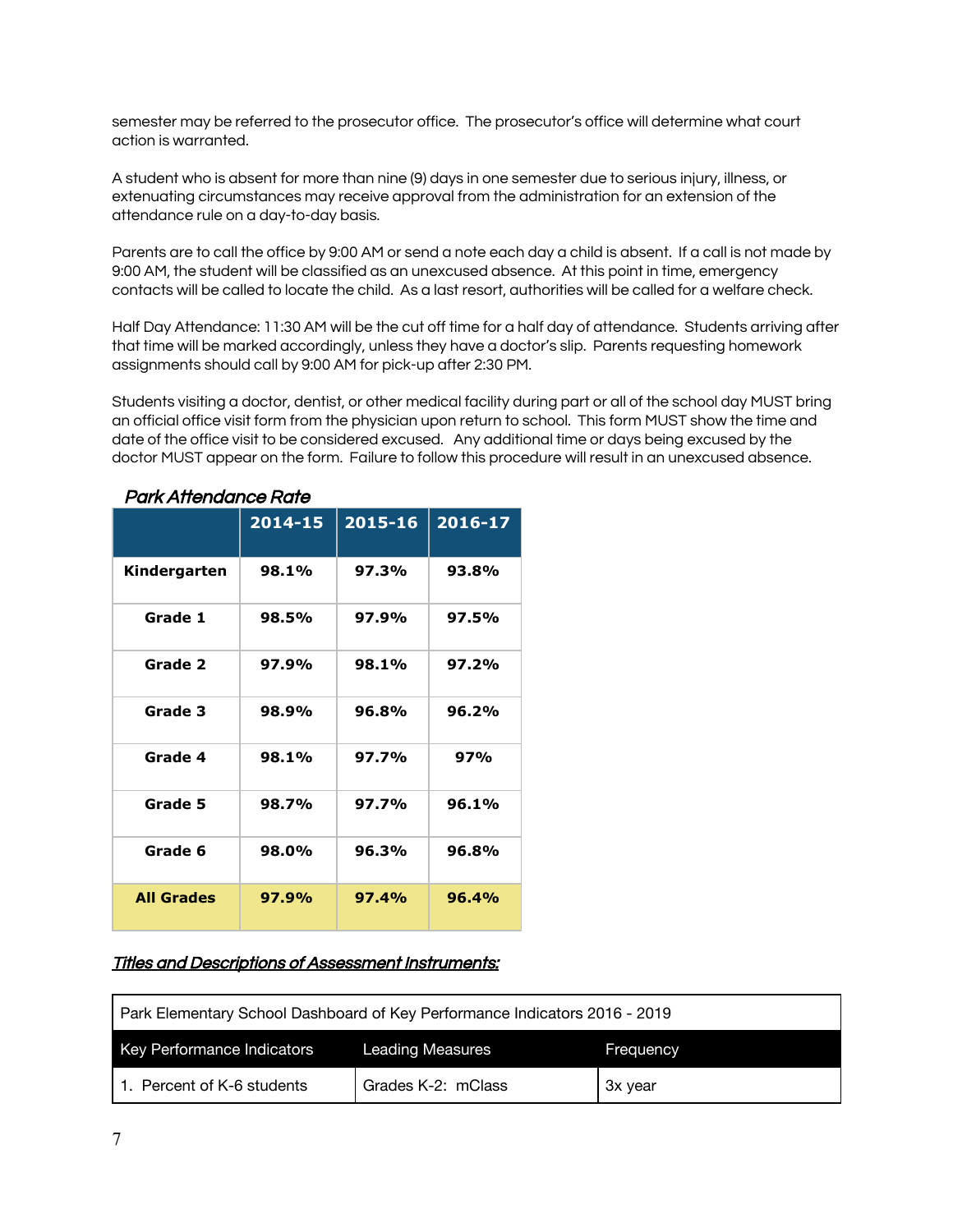semester may be referred to the prosecutor office. The prosecutor's office will determine what court action is warranted.

A student who is absent for more than nine (9) days in one semester due to serious injury, illness, or extenuating circumstances may receive approval from the administration for an extension of the attendance rule on a day-to-day basis.

Parents are to call the office by 9:00 AM or send a note each day a child is absent. If a call is not made by 9:00 AM, the student will be classified as an unexcused absence. At this point in time, emergency contacts will be called to locate the child. As a last resort, authorities will be called for a welfare check.

Half Day Attendance: 11:30 AM will be the cut off time for a half day of attendance. Students arriving after that time will be marked accordingly, unless they have a doctor's slip. Parents requesting homework assignments should call by 9:00 AM for pick-up after 2:30 PM.

Students visiting a doctor, dentist, or other medical facility during part or all of the school day MUST bring an official office visit form from the physician upon return to school. This form MUST show the time and date of the office visit to be considered excused. Any additional time or days being excused by the doctor MUST appear on the form. Failure to follow this procedure will result in an unexcused absence.

### *Park Attendance Rate*

| | 2014-15 | 2015-16 | 2016-17 |
|---|---|---|---|
| **Kindergarten** | **98.1%** | **97.3%** | **93.8%** |
| **Grade 1** | **98.5%** | **97.9%** | **97.5%** |
| **Grade 2** | **97.9%** | **98.1%** | **97.2%** |
| **Grade 3** | **98.9%** | **96.8%** | **96.2%** |
| **Grade 4** | **98.1%** | **97.7%** | **97%** |
| **Grade 5** | **98.7%** | **97.7%** | **96.1%** |
| **Grade 6** | **98.0%** | **96.3%** | **96.8%** |
| **All Grades** | **97.9%** | **97.4%** | **96.4%** |

### *Titles and Descriptions of Assessment Instruments:*

| Park Elementary School Dashboard of Key Performance Indicators 2016 - 2019 | | |
|---|---|---|
| Key Performance Indicators | Leading Measures | Frequency |
| 1. Percent of K-6 students | Grades K-2: mClass | 3x year |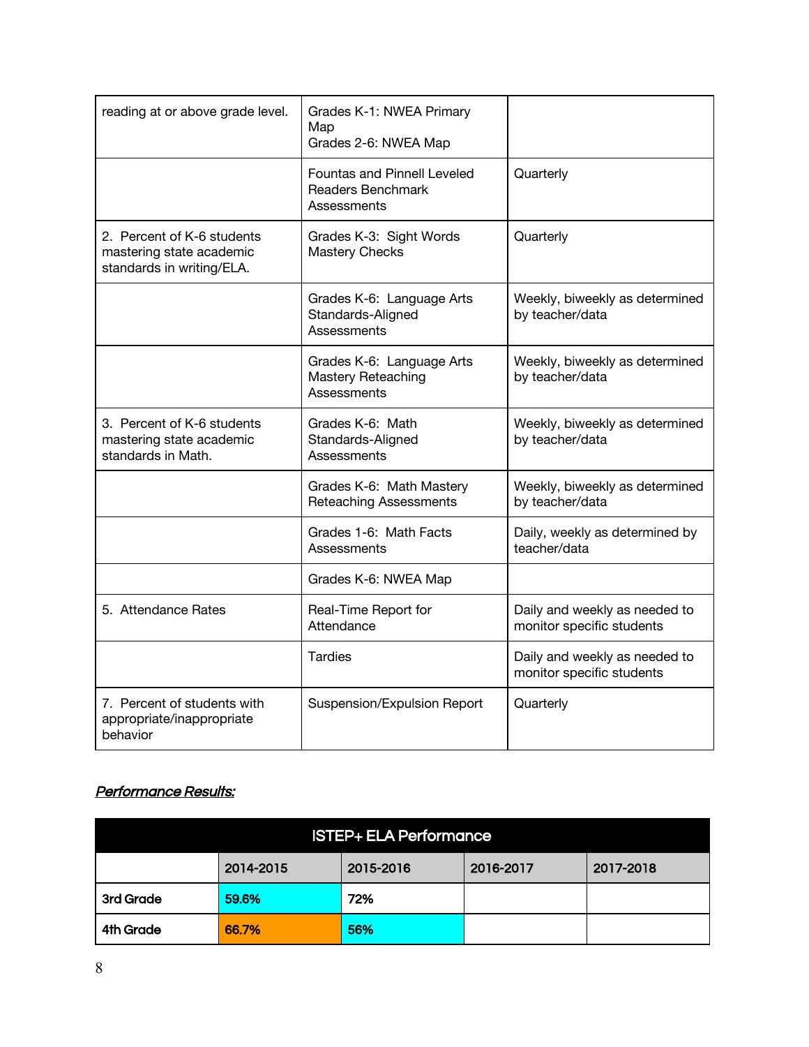| | | |
|---|---|---|
| reading at or above grade level. | Grades K-1: NWEA Primary Map<br>Grades 2-6: NWEA Map | |
| | Fountas and Pinnell Leveled Readers Benchmark Assessments | Quarterly |
| 2. Percent of K-6 students mastering state academic standards in writing/ELA. | Grades K-3: Sight Words Mastery Checks | Quarterly |
| | Grades K-6: Language Arts Standards-Aligned Assessments | Weekly, biweekly as determined by teacher/data |
| | Grades K-6: Language Arts Mastery Reteaching Assessments | Weekly, biweekly as determined by teacher/data |
| 3. Percent of K-6 students mastering state academic standards in Math. | Grades K-6: Math Standards-Aligned Assessments | Weekly, biweekly as determined by teacher/data |
| | Grades K-6: Math Mastery Reteaching Assessments | Weekly, biweekly as determined by teacher/data |
| | Grades 1-6: Math Facts Assessments | Daily, weekly as determined by teacher/data |
| | Grades K-6: NWEA Map | |
| 5. Attendance Rates | Real-Time Report for Attendance | Daily and weekly as needed to monitor specific students |
| | Tardies | Daily and weekly as needed to monitor specific students |
| 7. Percent of students with appropriate/inappropriate behavior | Suspension/Expulsion Report | Quarterly |

***Performance Results:***

| ISTEP+ ELA Performance | | | | |
|---|---|---|---|---|
| | **2014-2015** | **2015-2016** | **2016-2017** | **2017-2018** |
| **3rd Grade** | **59.6%** | **72%** | | |
| **4th Grade** | **66.7%** | **56%** | | |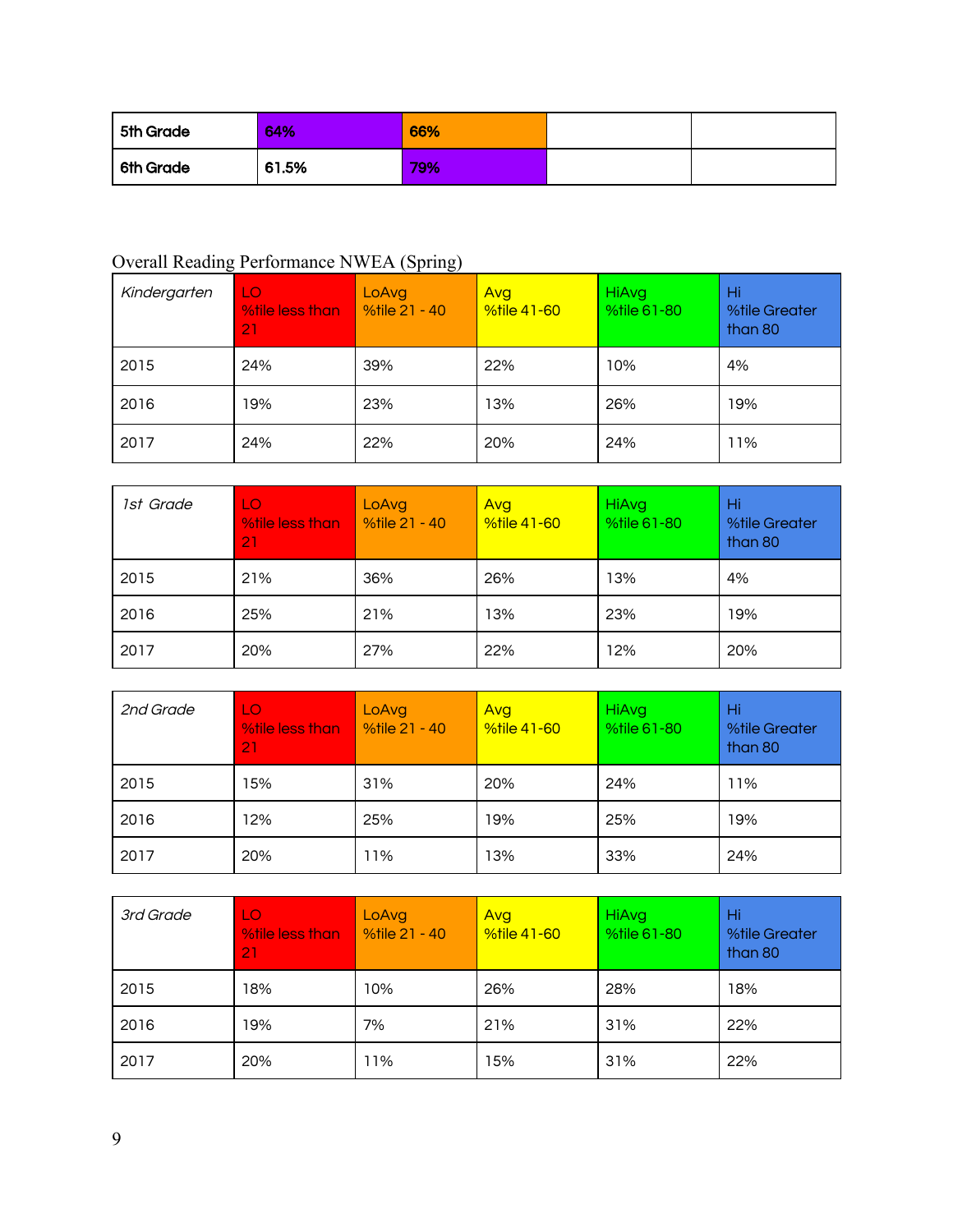| 5th Grade | 64% | 66% | | |
|---|---|---|---|---|
| 6th Grade | 61.5% | 79% | | |

Overall Reading Performance NWEA (Spring)

| *Kindergarten* | LO %tile less than 21 | LoAvg %tile 21 - 40 | Avg %tile 41-60 | HiAvg %tile 61-80 | Hi %tile Greater than 80 |
|---|---|---|---|---|---|
| 2015 | 24% | 39% | 22% | 10% | 4% |
| 2016 | 19% | 23% | 13% | 26% | 19% |
| 2017 | 24% | 22% | 20% | 24% | 11% |

| *1st Grade* | LO %tile less than 21 | LoAvg %tile 21 - 40 | Avg %tile 41-60 | HiAvg %tile 61-80 | Hi %tile Greater than 80 |
|---|---|---|---|---|---|
| 2015 | 21% | 36% | 26% | 13% | 4% |
| 2016 | 25% | 21% | 13% | 23% | 19% |
| 2017 | 20% | 27% | 22% | 12% | 20% |

| *2nd Grade* | LO %tile less than 21 | LoAvg %tile 21 - 40 | Avg %tile 41-60 | HiAvg %tile 61-80 | Hi %tile Greater than 80 |
|---|---|---|---|---|---|
| 2015 | 15% | 31% | 20% | 24% | 11% |
| 2016 | 12% | 25% | 19% | 25% | 19% |
| 2017 | 20% | 11% | 13% | 33% | 24% |

| *3rd Grade* | LO %tile less than 21 | LoAvg %tile 21 - 40 | Avg %tile 41-60 | HiAvg %tile 61-80 | Hi %tile Greater than 80 |
|---|---|---|---|---|---|
| 2015 | 18% | 10% | 26% | 28% | 18% |
| 2016 | 19% | 7% | 21% | 31% | 22% |
| 2017 | 20% | 11% | 15% | 31% | 22% |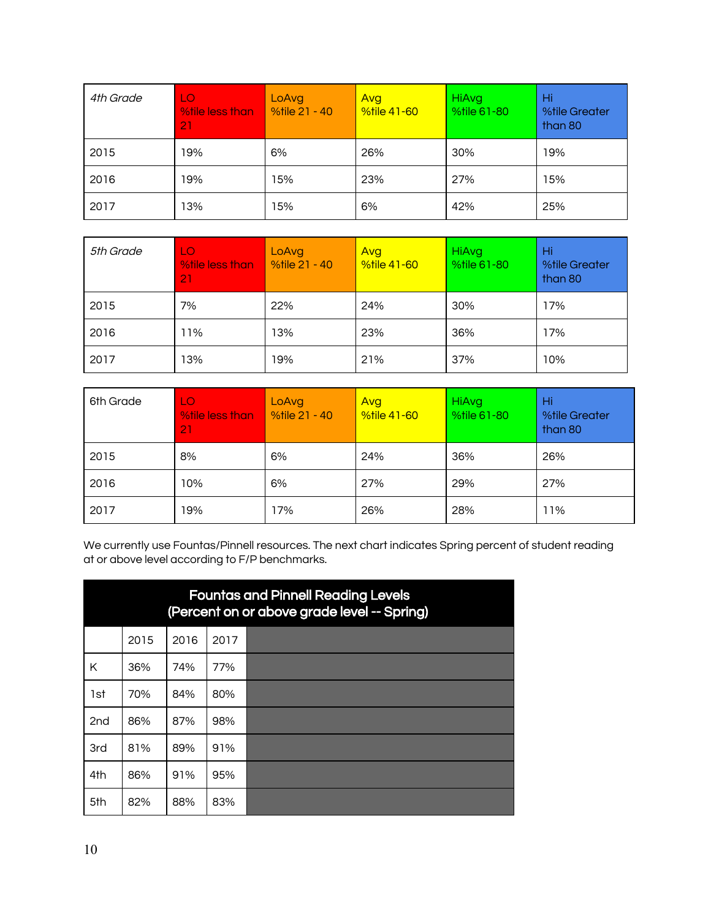| *4th Grade* | LO %tile less than 21 | LoAvg %tile 21 - 40 | Avg %tile 41-60 | HiAvg %tile 61-80 | Hi %tile Greater than 80 |
|---|---|---|---|---|---|
| 2015 | 19% | 6% | 26% | 30% | 19% |
| 2016 | 19% | 15% | 23% | 27% | 15% |
| 2017 | 13% | 15% | 6% | 42% | 25% |

| *5th Grade* | LO %tile less than 21 | LoAvg %tile 21 - 40 | Avg %tile 41-60 | HiAvg %tile 61-80 | Hi %tile Greater than 80 |
|---|---|---|---|---|---|
| 2015 | 7% | 22% | 24% | 30% | 17% |
| 2016 | 11% | 13% | 23% | 36% | 17% |
| 2017 | 13% | 19% | 21% | 37% | 10% |

| 6th Grade | LO %tile less than 21 | LoAvg %tile 21 - 40 | Avg %tile 41-60 | HiAvg %tile 61-80 | Hi %tile Greater than 80 |
|---|---|---|---|---|---|
| 2015 | 8% | 6% | 24% | 36% | 26% |
| 2016 | 10% | 6% | 27% | 29% | 27% |
| 2017 | 19% | 17% | 26% | 28% | 11% |

We currently use Fountas/Pinnell resources. The next chart indicates Spring percent of student reading at or above level according to F/P benchmarks.

**Fountas and Pinnell Reading Levels (Percent on or above grade level -- Spring)**

| | 2015 | 2016 | 2017 | |
|---|---|---|---|---|
| K | 36% | 74% | 77% | |
| 1st | 70% | 84% | 80% | |
| 2nd | 86% | 87% | 98% | |
| 3rd | 81% | 89% | 91% | |
| 4th | 86% | 91% | 95% | |
| 5th | 82% | 88% | 83% | |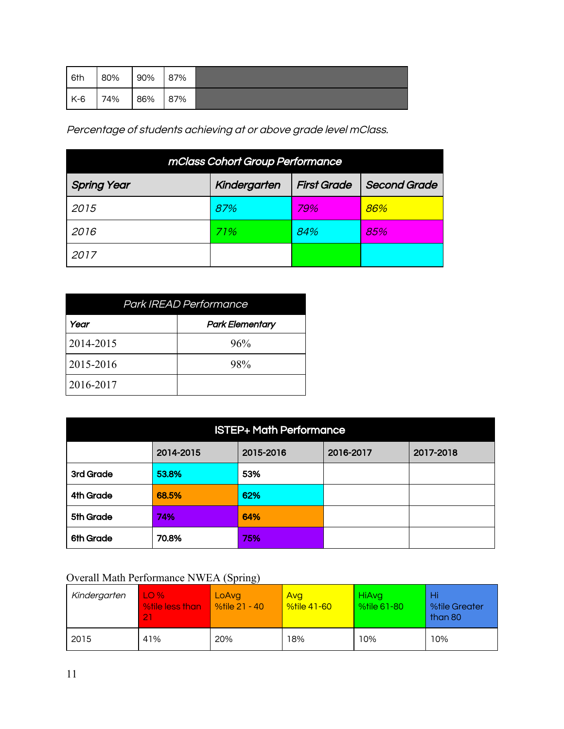| 6th | 80% | 90% | 87% | |
|---|---|---|---|---|
| K-6 | 74% | 86% | 87% | |

*Percentage of students achieving at or above grade level mClass.*

| ***mClass Cohort Group Performance*** | | | |
|---|---|---|---|
| ***Spring Year*** | ***Kindergarten*** | ***First Grade*** | ***Second Grade*** |
| *2015* | *87%* | *79%* | *86%* |
| *2016* | *71%* | *84%* | *85%* |
| *2017* | | | |

| *Park IREAD Performance* | |
|---|---|
| ***Year*** | ***Park Elementary*** |
| 2014-2015 | 96% |
| 2015-2016 | 98% |
| 2016-2017 | |

| **ISTEP+ Math Performance** | | | | |
|---|---|---|---|---|
| | **2014-2015** | **2015-2016** | **2016-2017** | **2017-2018** |
| **3rd Grade** | **53.8%** | **53%** | | |
| **4th Grade** | **68.5%** | **62%** | | |
| **5th Grade** | **74%** | **64%** | | |
| **6th Grade** | **70.8%** | **75%** | | |

Overall Math Performance NWEA (Spring)

| *Kindergarten* | LO % %tile less than 21 | LoAvg %tile 21 - 40 | Avg %tile 41-60 | HiAvg %tile 61-80 | Hi %tile Greater than 80 |
|---|---|---|---|---|---|
| 2015 | 41% | 20% | 18% | 10% | 10% |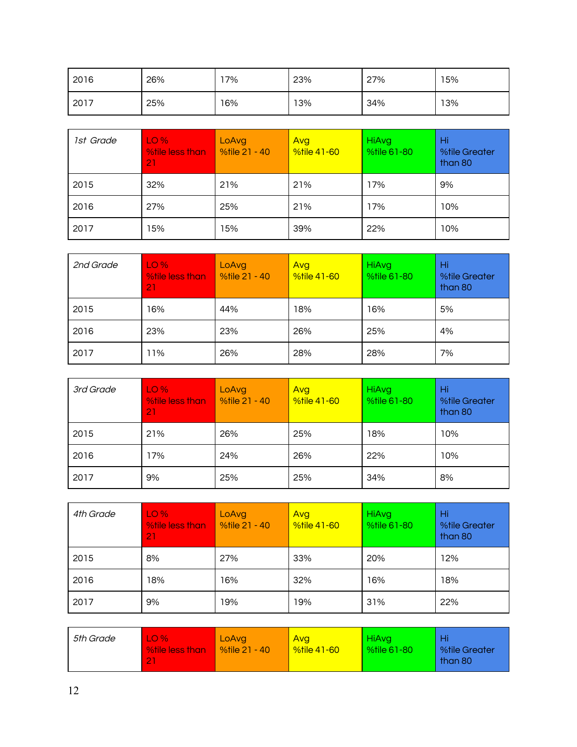| | | | | | |
|---|---|---|---|---|---|
| 2016 | 26% | 17% | 23% | 27% | 15% |
| 2017 | 25% | 16% | 13% | 34% | 13% |

| *1st Grade* | LO % %tile less than 21 | LoAvg %tile 21 - 40 | Avg %tile 41-60 | HiAvg %tile 61-80 | Hi %tile Greater than 80 |
|---|---|---|---|---|---|
| 2015 | 32% | 21% | 21% | 17% | 9% |
| 2016 | 27% | 25% | 21% | 17% | 10% |
| 2017 | 15% | 15% | 39% | 22% | 10% |

| *2nd Grade* | LO % %tile less than 21 | LoAvg %tile 21 - 40 | Avg %tile 41-60 | HiAvg %tile 61-80 | Hi %tile Greater than 80 |
|---|---|---|---|---|---|
| 2015 | 16% | 44% | 18% | 16% | 5% |
| 2016 | 23% | 23% | 26% | 25% | 4% |
| 2017 | 11% | 26% | 28% | 28% | 7% |

| *3rd Grade* | LO % %tile less than 21 | LoAvg %tile 21 - 40 | Avg %tile 41-60 | HiAvg %tile 61-80 | Hi %tile Greater than 80 |
|---|---|---|---|---|---|
| 2015 | 21% | 26% | 25% | 18% | 10% |
| 2016 | 17% | 24% | 26% | 22% | 10% |
| 2017 | 9% | 25% | 25% | 34% | 8% |

| *4th Grade* | LO % %tile less than 21 | LoAvg %tile 21 - 40 | Avg %tile 41-60 | HiAvg %tile 61-80 | Hi %tile Greater than 80 |
|---|---|---|---|---|---|
| 2015 | 8% | 27% | 33% | 20% | 12% |
| 2016 | 18% | 16% | 32% | 16% | 18% |
| 2017 | 9% | 19% | 19% | 31% | 22% |

| *5th Grade* | LO % %tile less than 21 | LoAvg %tile 21 - 40 | Avg %tile 41-60 | HiAvg %tile 61-80 | Hi %tile Greater than 80 |
|---|---|---|---|---|---|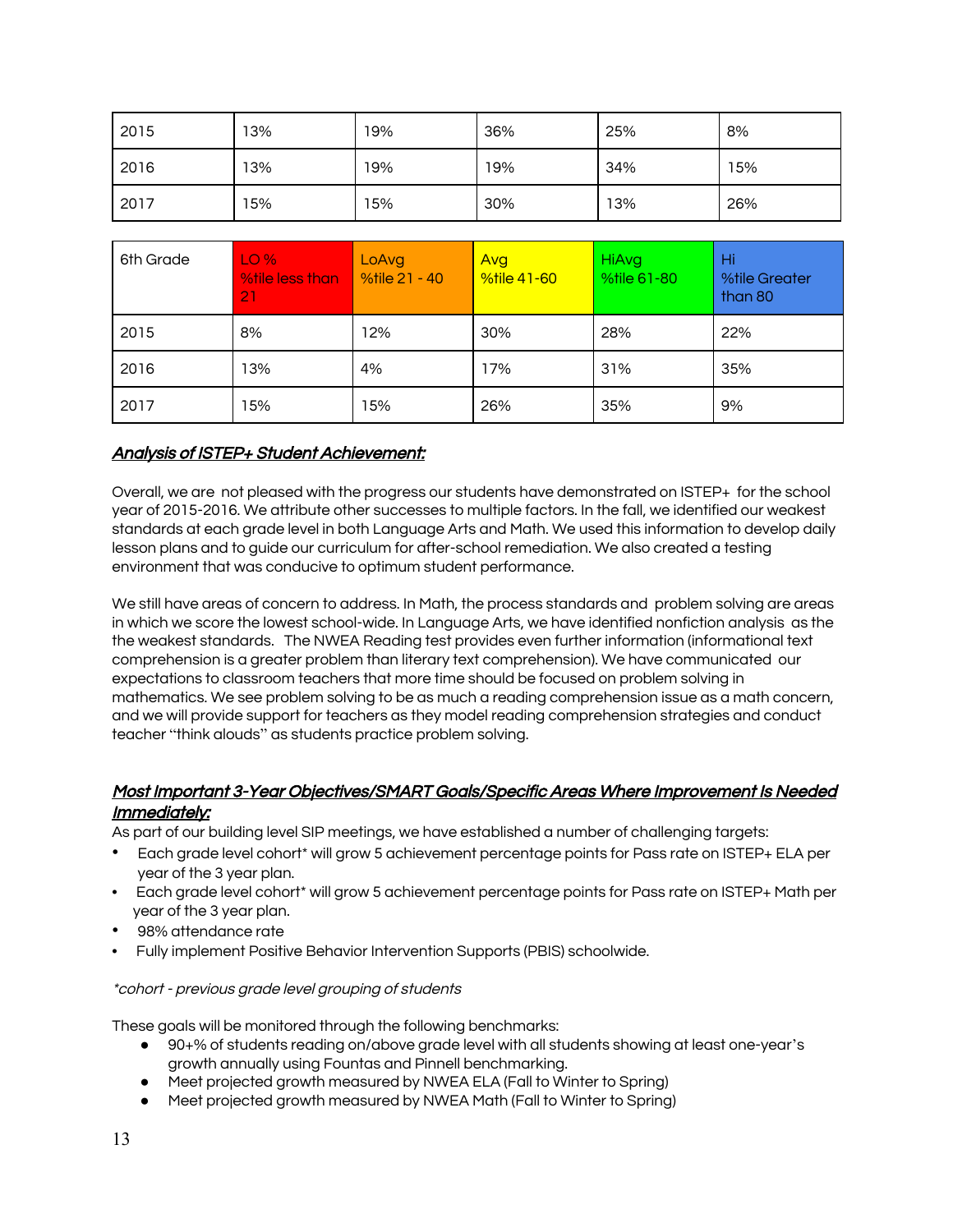| | | | | | |
|---|---|---|---|---|---|
| 2015 | 13% | 19% | 36% | 25% | 8% |
| 2016 | 13% | 19% | 19% | 34% | 15% |
| 2017 | 15% | 15% | 30% | 13% | 26% |

| 6th Grade | LO % %tile less than 21 | LoAvg %tile 21 - 40 | Avg %tile 41-60 | HiAvg %tile 61-80 | Hi %tile Greater than 80 |
|---|---|---|---|---|---|
| 2015 | 8% | 12% | 30% | 28% | 22% |
| 2016 | 13% | 4% | 17% | 31% | 35% |
| 2017 | 15% | 15% | 26% | 35% | 9% |

## *Analysis of ISTEP+ Student Achievement:*

Overall, we are not pleased with the progress our students have demonstrated on ISTEP+ for the school year of 2015-2016. We attribute other successes to multiple factors. In the fall, we identified our weakest standards at each grade level in both Language Arts and Math. We used this information to develop daily lesson plans and to guide our curriculum for after-school remediation. We also created a testing environment that was conducive to optimum student performance.

We still have areas of concern to address. In Math, the process standards and problem solving are areas in which we score the lowest school-wide. In Language Arts, we have identified nonfiction analysis as the the weakest standards. The NWEA Reading test provides even further information (informational text comprehension is a greater problem than literary text comprehension). We have communicated our expectations to classroom teachers that more time should be focused on problem solving in mathematics. We see problem solving to be as much a reading comprehension issue as a math concern, and we will provide support for teachers as they model reading comprehension strategies and conduct teacher "think alouds" as students practice problem solving.

## *Most Important 3-Year Objectives/SMART Goals/Specific Areas Where Improvement Is Needed Immediately:*

As part of our building level SIP meetings, we have established a number of challenging targets:

- Each grade level cohort* will grow 5 achievement percentage points for Pass rate on ISTEP+ ELA per year of the 3 year plan.
- Each grade level cohort* will grow 5 achievement percentage points for Pass rate on ISTEP+ Math per year of the 3 year plan.
- 98% attendance rate
- Fully implement Positive Behavior Intervention Supports (PBIS) schoolwide.

*\*cohort - previous grade level grouping of students*

These goals will be monitored through the following benchmarks:

- 90+% of students reading on/above grade level with all students showing at least one-year's growth annually using Fountas and Pinnell benchmarking.
- Meet projected growth measured by NWEA ELA (Fall to Winter to Spring)
- Meet projected growth measured by NWEA Math (Fall to Winter to Spring)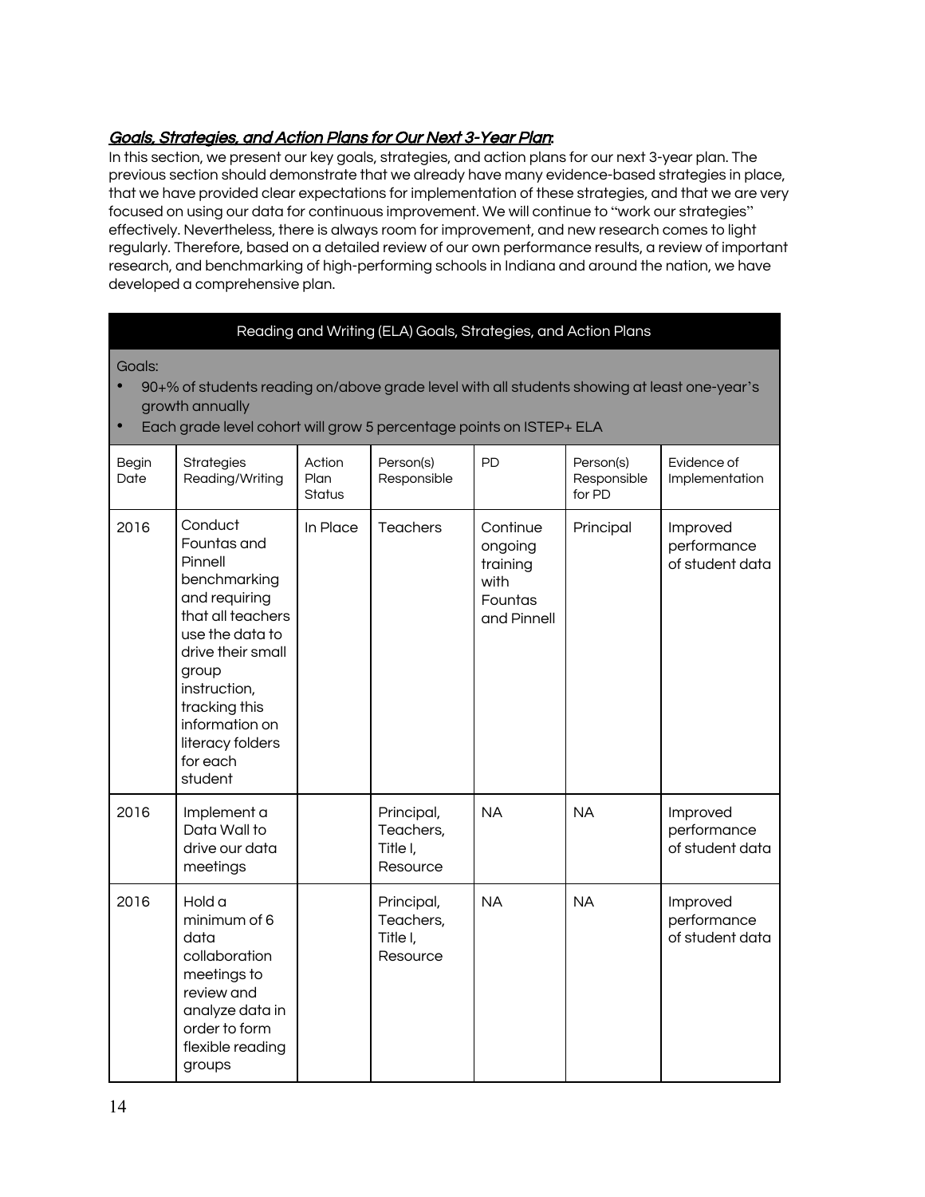## *Goals, Strategies, and Action Plans for Our Next 3-Year Plan*:

In this section, we present our key goals, strategies, and action plans for our next 3-year plan. The previous section should demonstrate that we already have many evidence-based strategies in place, that we have provided clear expectations for implementation of these strategies, and that we are very focused on using our data for continuous improvement. We will continue to "work our strategies" effectively. Nevertheless, there is always room for improvement, and new research comes to light regularly. Therefore, based on a detailed review of our own performance results, a review of important research, and benchmarking of high-performing schools in Indiana and around the nation, we have developed a comprehensive plan.

**Reading and Writing (ELA) Goals, Strategies, and Action Plans**

Goals:

- 90+% of students reading on/above grade level with all students showing at least one-year's growth annually
- Each grade level cohort will grow 5 percentage points on ISTEP+ ELA

| Begin Date | Strategies Reading/Writing | Action Plan Status | Person(s) Responsible | PD | Person(s) Responsible for PD | Evidence of Implementation |
|---|---|---|---|---|---|---|
| 2016 | Conduct Fountas and Pinnell benchmarking and requiring that all teachers use the data to drive their small group instruction, tracking this information on literacy folders for each student | In Place | Teachers | Continue ongoing training with Fountas and Pinnell | Principal | Improved performance of student data |
| 2016 | Implement a Data Wall to drive our data meetings | | Principal, Teachers, Title I, Resource | NA | NA | Improved performance of student data |
| 2016 | Hold a minimum of 6 data collaboration meetings to review and analyze data in order to form flexible reading groups | | Principal, Teachers, Title I, Resource | NA | NA | Improved performance of student data |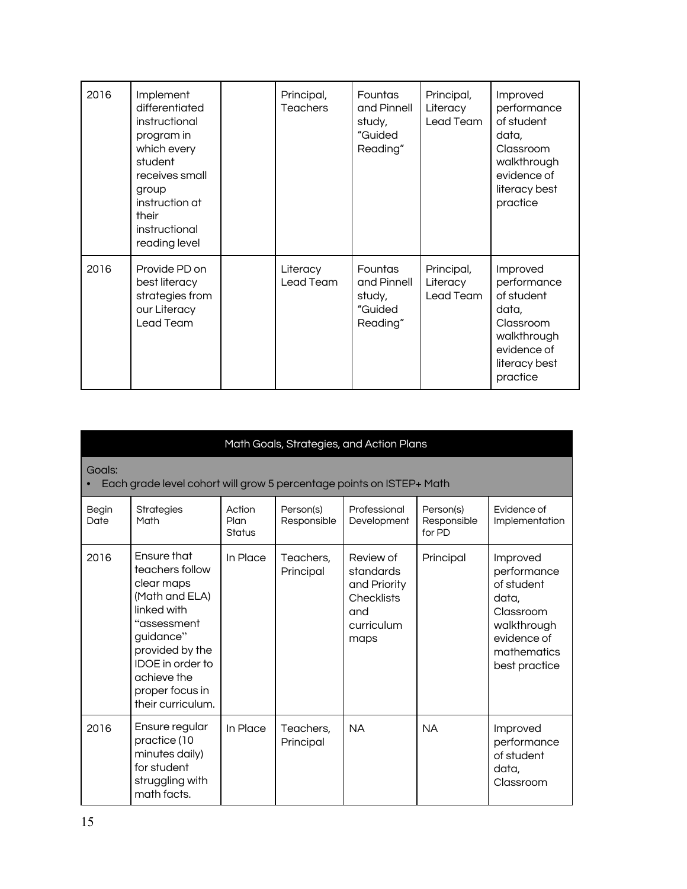| | | | | | | |
|---|---|---|---|---|---|---|
| 2016 | Implement differentiated instructional program in which every student receives small group instruction at their instructional reading level | | Principal, Teachers | Fountas and Pinnell study, "Guided Reading" | Principal, Literacy Lead Team | Improved performance of student data, Classroom walkthrough evidence of literacy best practice |
| 2016 | Provide PD on best literacy strategies from our Literacy Lead Team | | Literacy Lead Team | Fountas and Pinnell study, "Guided Reading" | Principal, Literacy Lead Team | Improved performance of student data, Classroom walkthrough evidence of literacy best practice |

| Math Goals, Strategies, and Action Plans | | | | | | |
|---|---|---|---|---|---|---|
| Goals:<br>• Each grade level cohort will grow 5 percentage points on ISTEP+ Math | | | | | | |
| Begin Date | Strategies Math | Action Plan Status | Person(s) Responsible | Professional Development | Person(s) Responsible for PD | Evidence of Implementation |
| 2016 | Ensure that teachers follow clear maps (Math and ELA) linked with "assessment guidance" provided by the IDOE in order to achieve the proper focus in their curriculum. | In Place | Teachers, Principal | Review of standards and Priority Checklists and curriculum maps | Principal | Improved performance of student data, Classroom walkthrough evidence of mathematics best practice |
| 2016 | Ensure regular practice (10 minutes daily) for student struggling with math facts. | In Place | Teachers, Principal | NA | NA | Improved performance of student data, Classroom |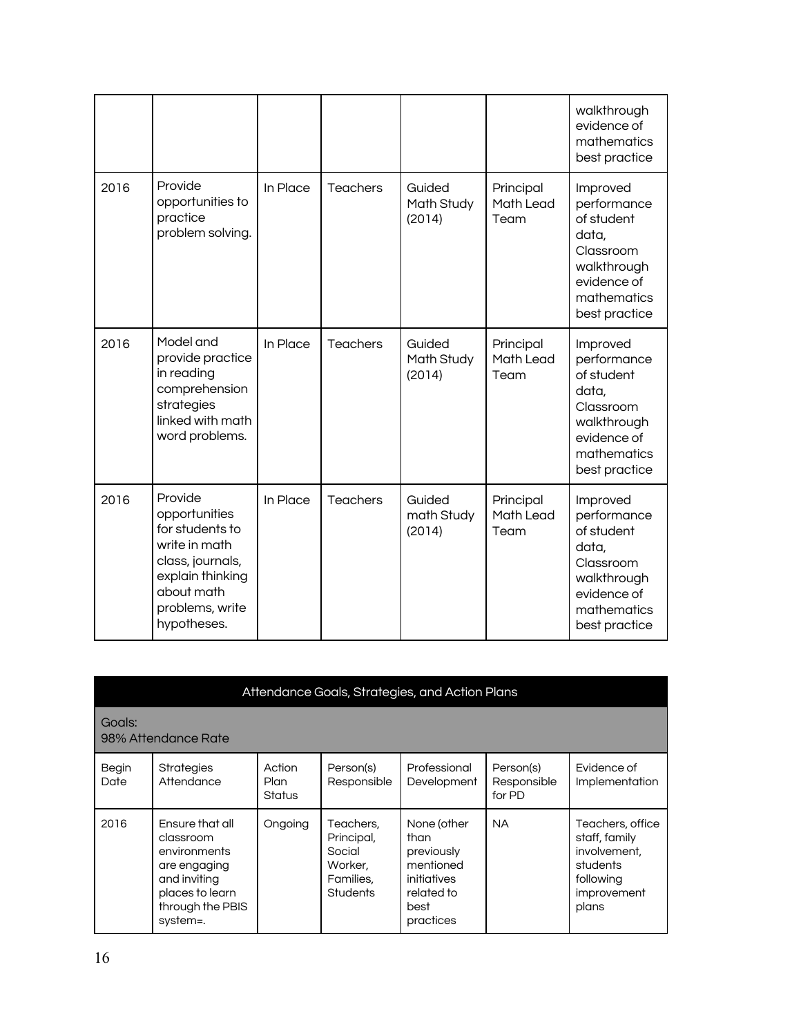| | | | | | | |
|---|---|---|---|---|---|---|
| | | | | | | walkthrough evidence of mathematics best practice |
| 2016 | Provide opportunities to practice problem solving. | In Place | Teachers | Guided Math Study (2014) | Principal Math Lead Team | Improved performance of student data, Classroom walkthrough evidence of mathematics best practice |
| 2016 | Model and provide practice in reading comprehension strategies linked with math word problems. | In Place | Teachers | Guided Math Study (2014) | Principal Math Lead Team | Improved performance of student data, Classroom walkthrough evidence of mathematics best practice |
| 2016 | Provide opportunities for students to write in math class, journals, explain thinking about math problems, write hypotheses. | In Place | Teachers | Guided math Study (2014) | Principal Math Lead Team | Improved performance of student data, Classroom walkthrough evidence of mathematics best practice |

| Attendance Goals, Strategies, and Action Plans | | | | | | |
|---|---|---|---|---|---|---|
| Goals: 98% Attendance Rate | | | | | | |
| Begin Date | Strategies Attendance | Action Plan Status | Person(s) Responsible | Professional Development | Person(s) Responsible for PD | Evidence of Implementation |
| 2016 | Ensure that all classroom environments are engaging and inviting places to learn through the PBIS system=. | Ongoing | Teachers, Principal, Social Worker, Families, Students | None (other than previously mentioned initiatives related to best practices | NA | Teachers, office staff, family involvement, students following improvement plans |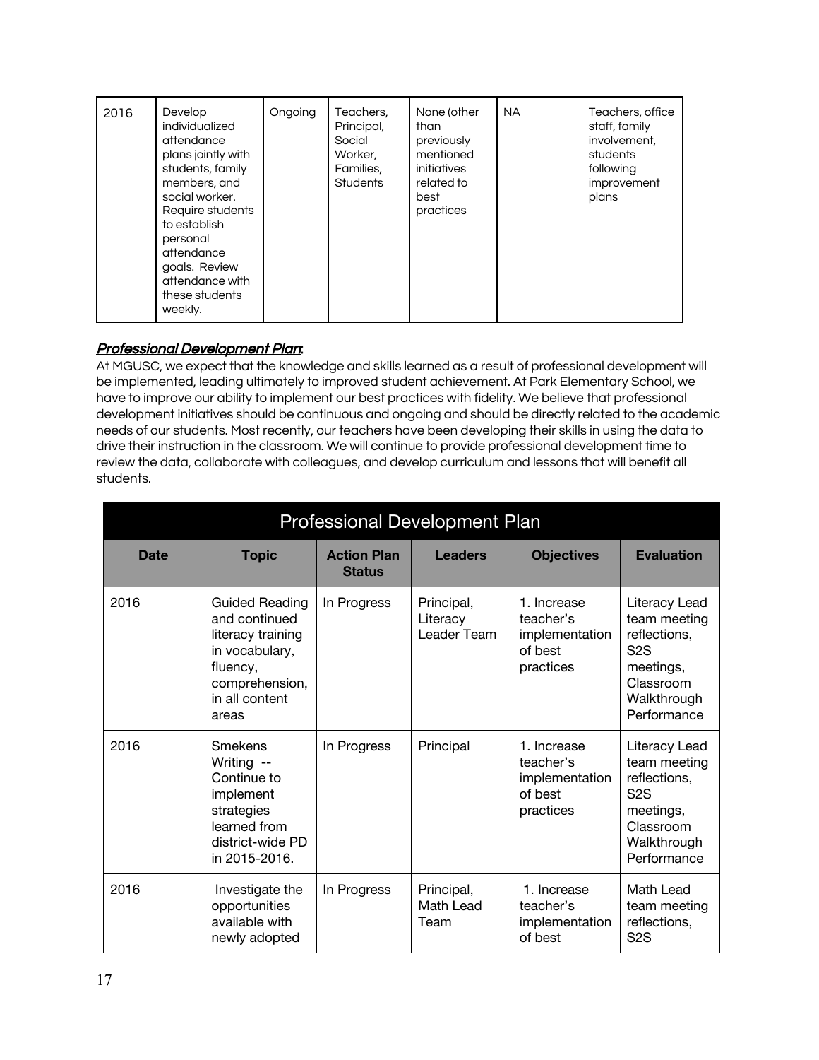| 2016 | Develop individualized attendance plans jointly with students, family members, and social worker. Require students to establish personal attendance goals. Review attendance with these students weekly. | Ongoing | Teachers, Principal, Social Worker, Families, Students | None (other than previously mentioned initiatives related to best practices | NA | Teachers, office staff, family involvement, students following improvement plans |
|---|---|---|---|---|---|---|

***Professional Development Plan***:

At MGUSC, we expect that the knowledge and skills learned as a result of professional development will be implemented, leading ultimately to improved student achievement. At Park Elementary School, we have to improve our ability to implement our best practices with fidelity. We believe that professional development initiatives should be continuous and ongoing and should be directly related to the academic needs of our students. Most recently, our teachers have been developing their skills in using the data to drive their instruction in the classroom. We will continue to provide professional development time to review the data, collaborate with colleagues, and develop curriculum and lessons that will benefit all students.

| Professional Development Plan | | | | | |
|---|---|---|---|---|---|
| **Date** | **Topic** | **Action Plan Status** | **Leaders** | **Objectives** | **Evaluation** |
| 2016 | Guided Reading and continued literacy training in vocabulary, fluency, comprehension, in all content areas | In Progress | Principal, Literacy Leader Team | 1. Increase teacher's implementation of best practices | Literacy Lead team meeting reflections, S2S meetings, Classroom Walkthrough Performance |
| 2016 | Smekens Writing -- Continue to implement strategies learned from district-wide PD in 2015-2016. | In Progress | Principal | 1. Increase teacher's implementation of best practices | Literacy Lead team meeting reflections, S2S meetings, Classroom Walkthrough Performance |
| 2016 | Investigate the opportunities available with newly adopted | In Progress | Principal, Math Lead Team | 1. Increase teacher's implementation of best | Math Lead team meeting reflections, S2S |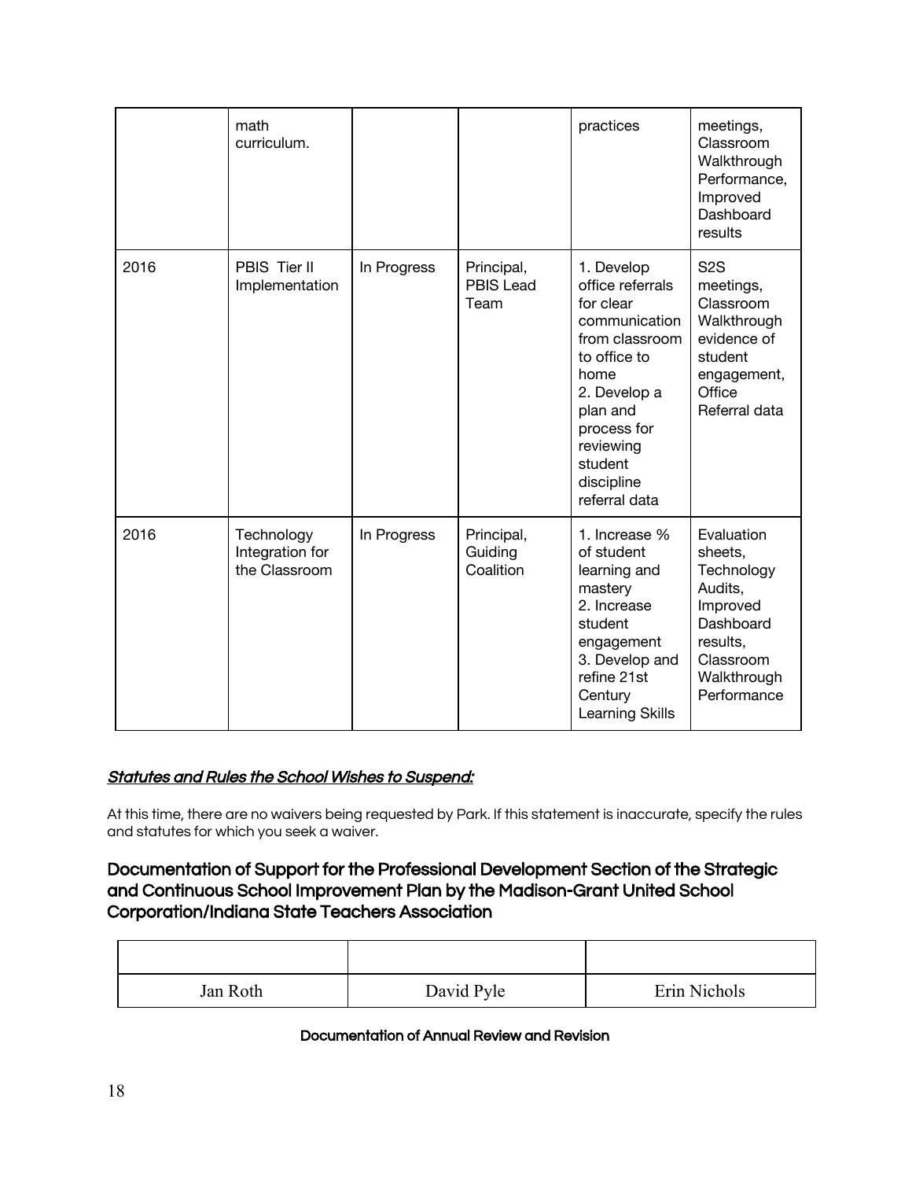| | math curriculum. | | | practices | meetings, Classroom Walkthrough Performance, Improved Dashboard results |
|---|---|---|---|---|---|
| 2016 | PBIS Tier II Implementation | In Progress | Principal, PBIS Lead Team | 1. Develop office referrals for clear communication from classroom to office to home<br>2. Develop a plan and process for reviewing student discipline referral data | S2S meetings, Classroom Walkthrough evidence of student engagement, Office Referral data |
| 2016 | Technology Integration for the Classroom | In Progress | Principal, Guiding Coalition | 1. Increase % of student learning and mastery<br>2. Increase student engagement<br>3. Develop and refine 21st Century Learning Skills | Evaluation sheets, Technology Audits, Improved Dashboard results, Classroom Walkthrough Performance |

***Statutes and Rules the School Wishes to Suspend:***

At this time, there are no waivers being requested by Park. If this statement is inaccurate, specify the rules and statutes for which you seek a waiver.

## Documentation of Support for the Professional Development Section of the Strategic and Continuous School Improvement Plan by the Madison-Grant United School Corporation/Indiana State Teachers Association

| | | |
|---|---|---|
| Jan Roth | David Pyle | Erin Nichols |

**Documentation of Annual Review and Revision**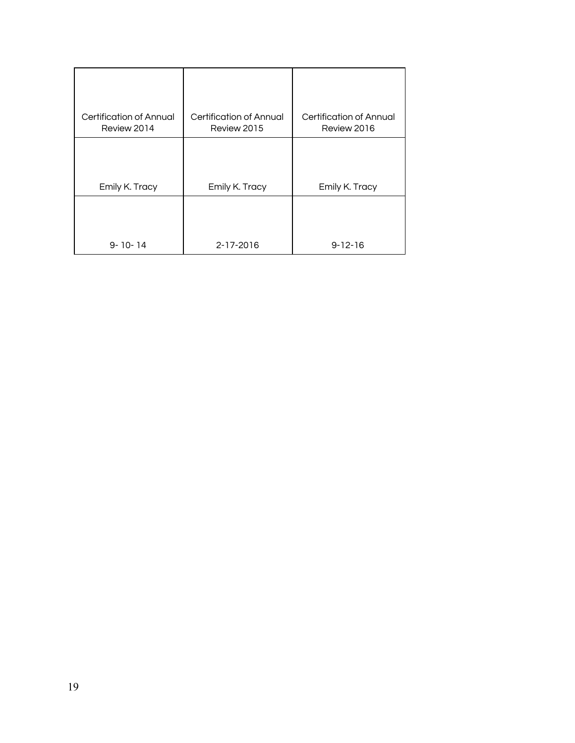| | | |
|---|---|---|
| Certification of Annual Review 2014 | Certification of Annual Review 2015 | Certification of Annual Review 2016 |
| Emily K. Tracy | Emily K. Tracy | Emily K. Tracy |
| 9- 10- 14 | 2-17-2016 | 9-12-16 |